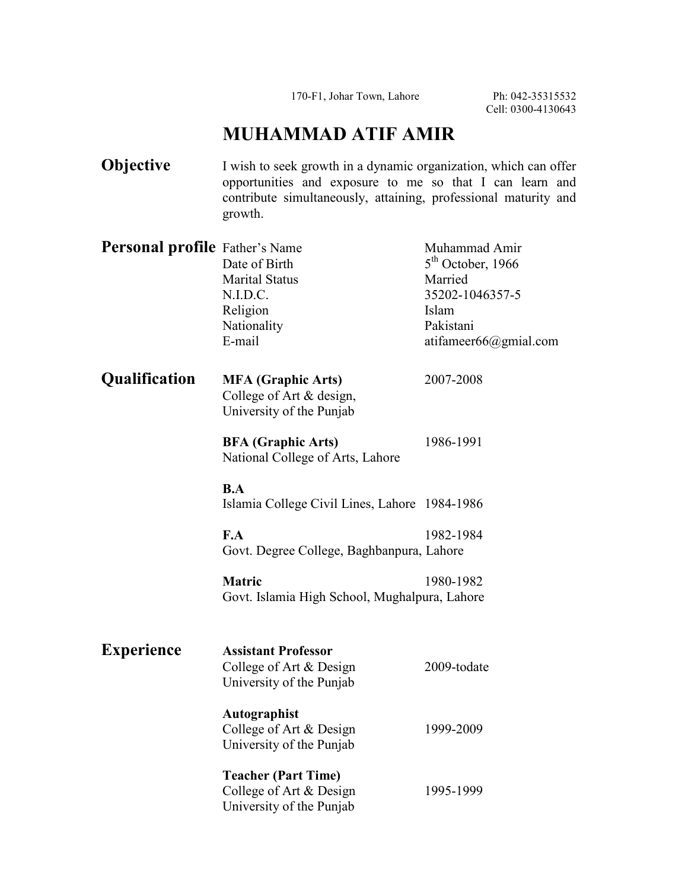170-F1, Johar Town, Lahore  Ph: 042-35315532
Cell: 0300-4130643

# MUHAMMAD ATIF AMIR

## Objective

I wish to seek growth in a dynamic organization, which can offer opportunities and exposure to me so that I can learn and contribute simultaneously, attaining, professional maturity and growth.

## Personal profile

| | |
|---|---|
| Father's Name | Muhammad Amir |
| Date of Birth | 5th October, 1966 |
| Marital Status | Married |
| N.I.D.C. | 35202-1046357-5 |
| Religion | Islam |
| Nationality | Pakistani |
| E-mail | atifameer66@gmial.com |

## Qualification

**MFA (Graphic Arts)** 2007-2008
College of Art & design,
University of the Punjab

**BFA (Graphic Arts)** 1986-1991
National College of Arts, Lahore

**B.A**
Islamia College Civil Lines, Lahore 1984-1986

**F.A** 1982-1984
Govt. Degree College, Baghbanpura, Lahore

**Matric** 1980-1982
Govt. Islamia High School, Mughalpura, Lahore

## Experience

**Assistant Professor**
College of Art & Design 2009-todate
University of the Punjab

**Autographist**
College of Art & Design 1999-2009
University of the Punjab

**Teacher (Part Time)**
College of Art & Design 1995-1999
University of the Punjab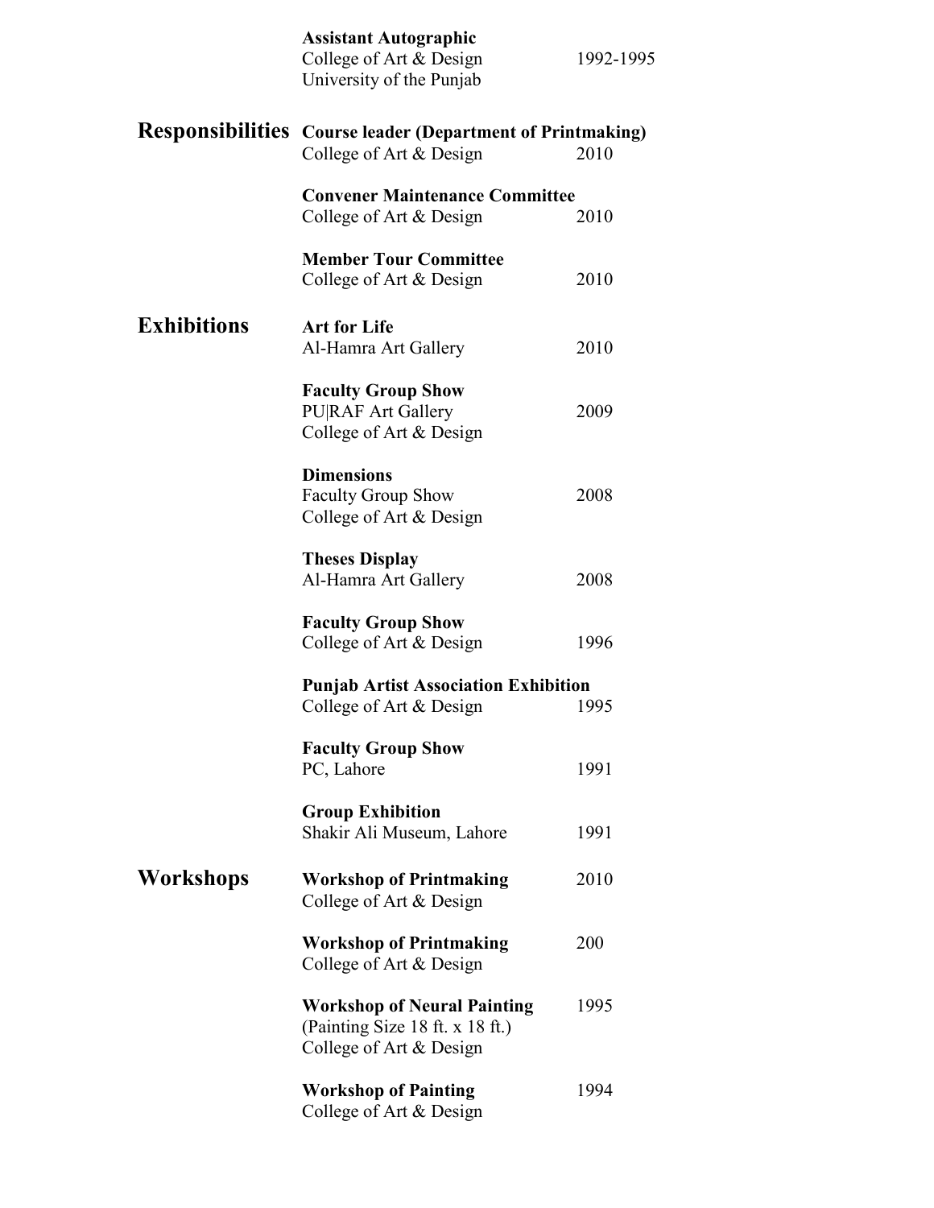**Assistant Autographic**
College of Art & Design 1992-1995
University of the Punjab

## Responsibilities

**Course leader (Department of Printmaking)**
College of Art & Design 2010

**Convener Maintenance Committee**
College of Art & Design 2010

**Member Tour Committee**
College of Art & Design 2010

## Exhibitions

**Art for Life**
Al-Hamra Art Gallery 2010

**Faculty Group Show**
PU|RAF Art Gallery 2009
College of Art & Design

**Dimensions**
Faculty Group Show 2008
College of Art & Design

**Theses Display**
Al-Hamra Art Gallery 2008

**Faculty Group Show**
College of Art & Design 1996

**Punjab Artist Association Exhibition**
College of Art & Design 1995

**Faculty Group Show**
PC, Lahore 1991

**Group Exhibition**
Shakir Ali Museum, Lahore 1991

## Workshops

**Workshop of Printmaking** 2010
College of Art & Design

**Workshop of Printmaking** 200
College of Art & Design

**Workshop of Neural Painting** 1995
(Painting Size 18 ft. x 18 ft.)
College of Art & Design

**Workshop of Painting** 1994
College of Art & Design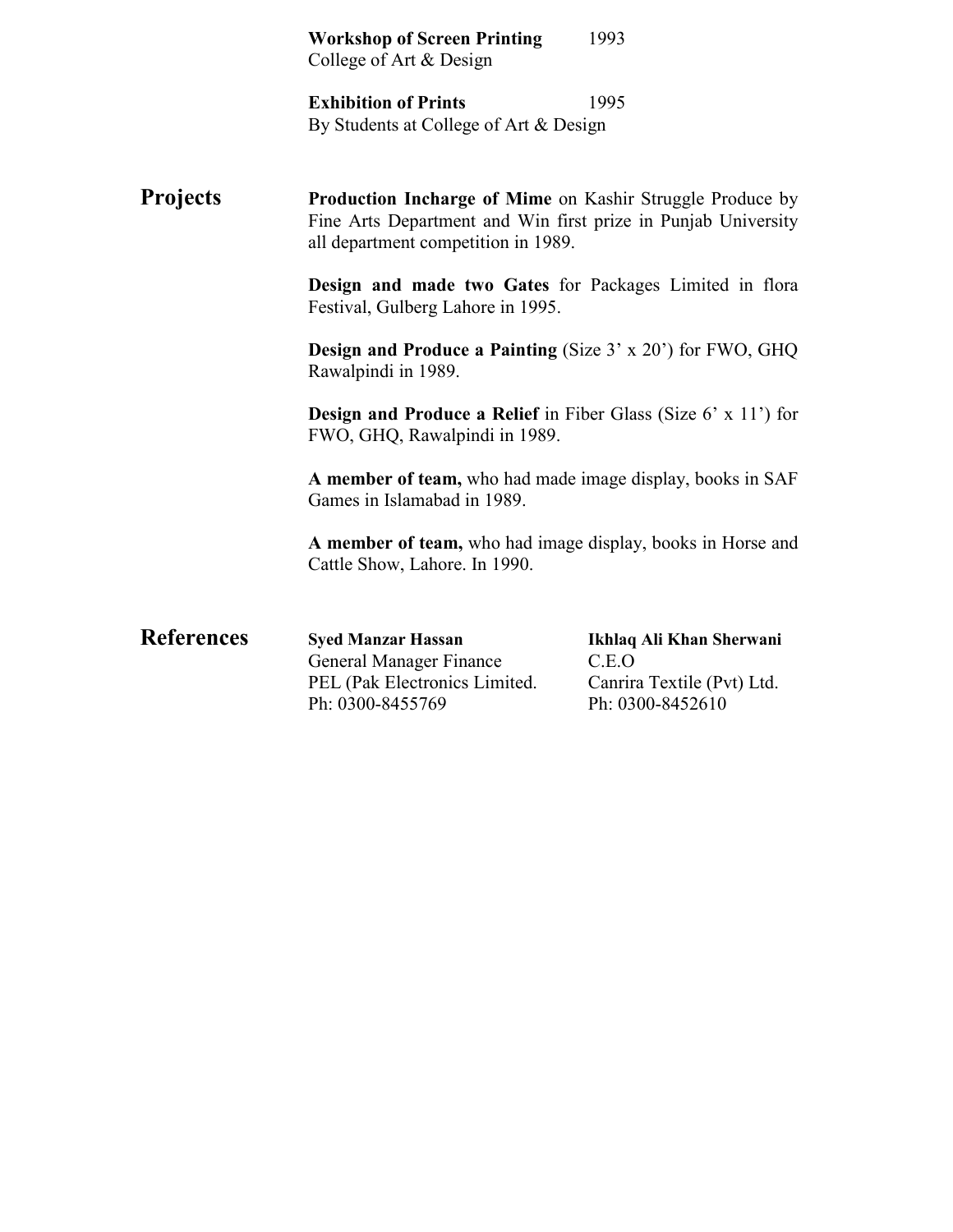**Workshop of Screen Printing** 1993
College of Art & Design

**Exhibition of Prints** 1995
By Students at College of Art & Design

## Projects

**Production Incharge of Mime** on Kashir Struggle Produce by Fine Arts Department and Win first prize in Punjab University all department competition in 1989.

**Design and made two Gates** for Packages Limited in flora Festival, Gulberg Lahore in 1995.

**Design and Produce a Painting** (Size 3' x 20') for FWO, GHQ Rawalpindi in 1989.

**Design and Produce a Relief** in Fiber Glass (Size 6' x 11') for FWO, GHQ, Rawalpindi in 1989.

**A member of team,** who had made image display, books in SAF Games in Islamabad in 1989.

**A member of team,** who had image display, books in Horse and Cattle Show, Lahore. In 1990.

## References

**Syed Manzar Hassan**
General Manager Finance
PEL (Pak Electronics Limited.
Ph: 0300-8455769

**Ikhlaq Ali Khan Sherwani**
C.E.O
Canrira Textile (Pvt) Ltd.
Ph: 0300-8452610